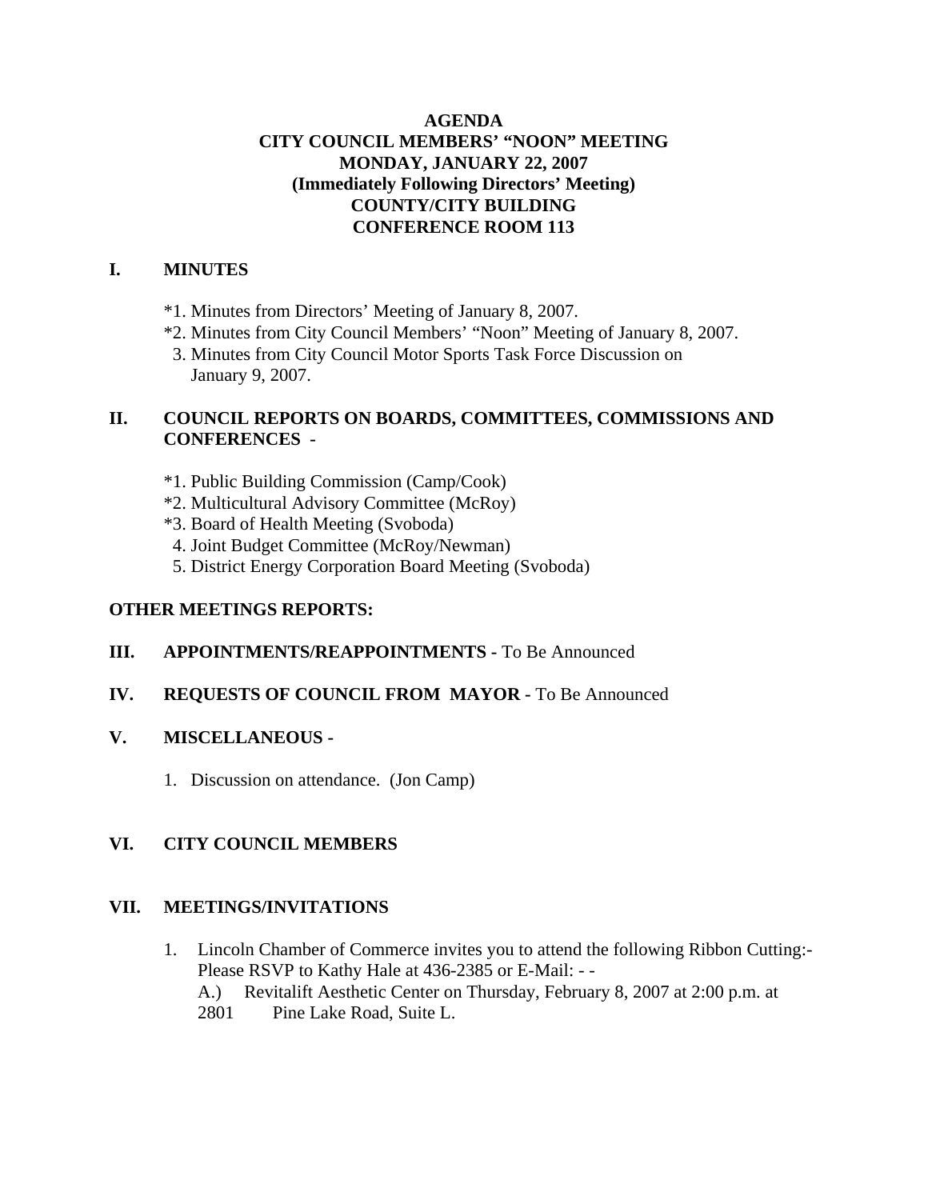# AGENDA
## CITY COUNCIL MEMBERS' "NOON" MEETING
## MONDAY, JANUARY 22, 2007
## (Immediately Following Directors' Meeting)
## COUNTY/CITY BUILDING
## CONFERENCE ROOM 113

**I. MINUTES**

*1. Minutes from Directors' Meeting of January 8, 2007.
*2. Minutes from City Council Members' "Noon" Meeting of January 8, 2007.
3. Minutes from City Council Motor Sports Task Force Discussion on January 9, 2007.

**II. COUNCIL REPORTS ON BOARDS, COMMITTEES, COMMISSIONS AND CONFERENCES -**

*1. Public Building Commission (Camp/Cook)
*2. Multicultural Advisory Committee (McRoy)
*3. Board of Health Meeting (Svoboda)
4. Joint Budget Committee (McRoy/Newman)
5. District Energy Corporation Board Meeting (Svoboda)

**OTHER MEETINGS REPORTS:**

**III. APPOINTMENTS/REAPPOINTMENTS -** To Be Announced

**IV. REQUESTS OF COUNCIL FROM MAYOR -** To Be Announced

**V. MISCELLANEOUS -**

1. Discussion on attendance. (Jon Camp)

**VI. CITY COUNCIL MEMBERS**

**VII. MEETINGS/INVITATIONS**

1. Lincoln Chamber of Commerce invites you to attend the following Ribbon Cutting:- Please RSVP to Kathy Hale at 436-2385 or E-Mail: - -
   A.) Revitalift Aesthetic Center on Thursday, February 8, 2007 at 2:00 p.m. at 2801 Pine Lake Road, Suite L.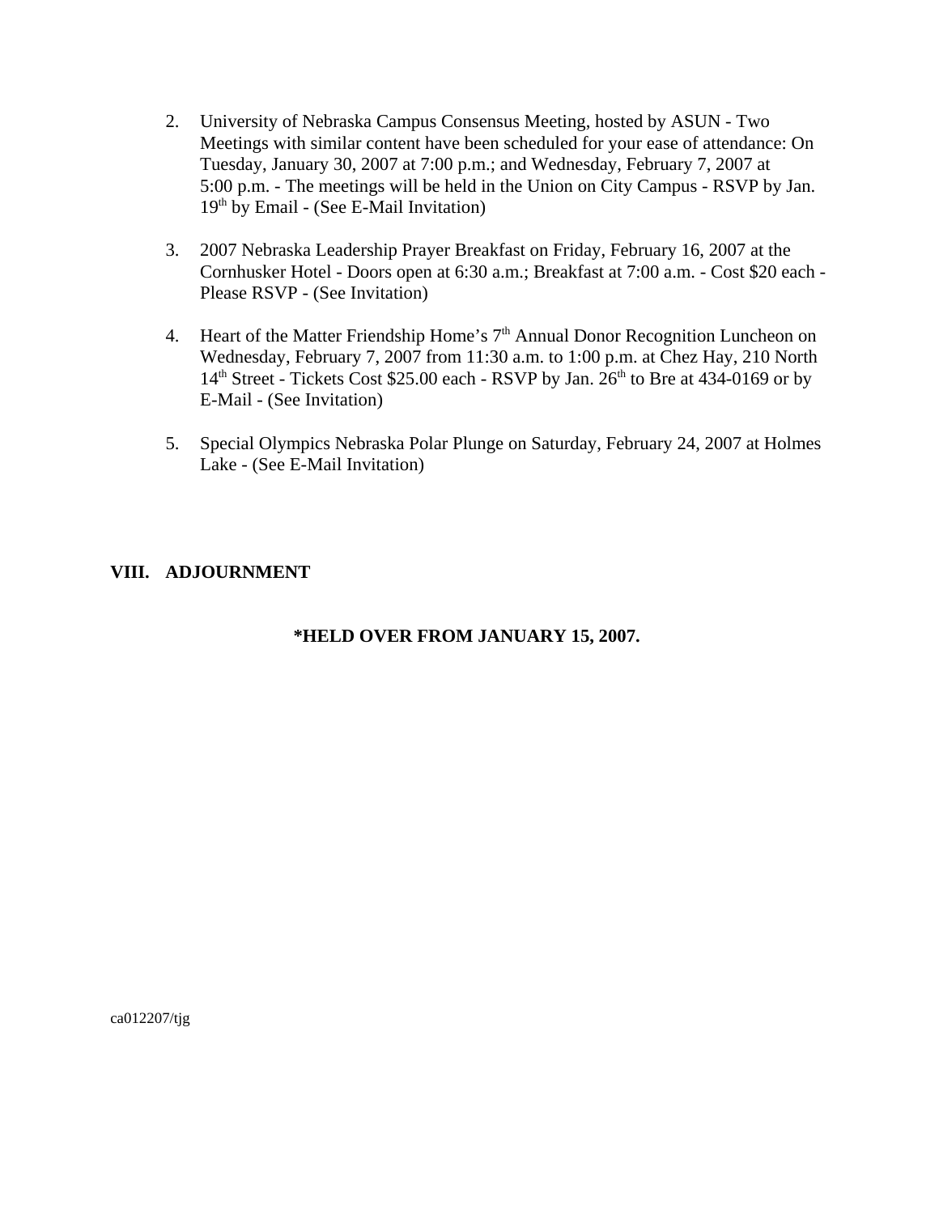2. University of Nebraska Campus Consensus Meeting, hosted by ASUN - Two Meetings with similar content have been scheduled for your ease of attendance: On Tuesday, January 30, 2007 at 7:00 p.m.; and Wednesday, February 7, 2007 at 5:00 p.m. - The meetings will be held in the Union on City Campus - RSVP by Jan. 19th by Email - (See E-Mail Invitation)

3. 2007 Nebraska Leadership Prayer Breakfast on Friday, February 16, 2007 at the Cornhusker Hotel - Doors open at 6:30 a.m.; Breakfast at 7:00 a.m. - Cost $20 each - Please RSVP - (See Invitation)

4. Heart of the Matter Friendship Home's 7th Annual Donor Recognition Luncheon on Wednesday, February 7, 2007 from 11:30 a.m. to 1:00 p.m. at Chez Hay, 210 North 14th Street - Tickets Cost $25.00 each - RSVP by Jan. 26th to Bre at 434-0169 or by E-Mail - (See Invitation)

5. Special Olympics Nebraska Polar Plunge on Saturday, February 24, 2007 at Holmes Lake - (See E-Mail Invitation)

**VIII. ADJOURNMENT**

**\*HELD OVER FROM JANUARY 15, 2007.**

ca012207/tjg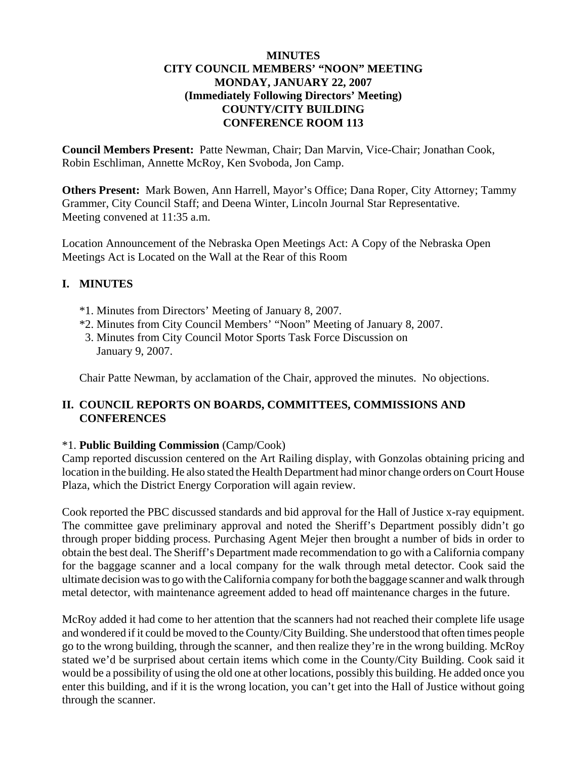**MINUTES**
**CITY COUNCIL MEMBERS' "NOON" MEETING**
**MONDAY, JANUARY 22, 2007**
**(Immediately Following Directors' Meeting)**
**COUNTY/CITY BUILDING**
**CONFERENCE ROOM 113**

**Council Members Present:** Patte Newman, Chair; Dan Marvin, Vice-Chair; Jonathan Cook, Robin Eschliman, Annette McRoy, Ken Svoboda, Jon Camp.

**Others Present:** Mark Bowen, Ann Harrell, Mayor's Office; Dana Roper, City Attorney; Tammy Grammer, City Council Staff; and Deena Winter, Lincoln Journal Star Representative.
Meeting convened at 11:35 a.m.

Location Announcement of the Nebraska Open Meetings Act: A Copy of the Nebraska Open Meetings Act is Located on the Wall at the Rear of this Room

## I. MINUTES

*1. Minutes from Directors' Meeting of January 8, 2007.
*2. Minutes from City Council Members' "Noon" Meeting of January 8, 2007.
3. Minutes from City Council Motor Sports Task Force Discussion on January 9, 2007.

Chair Patte Newman, by acclamation of the Chair, approved the minutes. No objections.

## II. COUNCIL REPORTS ON BOARDS, COMMITTEES, COMMISSIONS AND CONFERENCES

*1. **Public Building Commission** (Camp/Cook)
Camp reported discussion centered on the Art Railing display, with Gonzolas obtaining pricing and location in the building. He also stated the Health Department had minor change orders on Court House Plaza, which the District Energy Corporation will again review.

Cook reported the PBC discussed standards and bid approval for the Hall of Justice x-ray equipment. The committee gave preliminary approval and noted the Sheriff's Department possibly didn't go through proper bidding process. Purchasing Agent Mejer then brought a number of bids in order to obtain the best deal. The Sheriff's Department made recommendation to go with a California company for the baggage scanner and a local company for the walk through metal detector. Cook said the ultimate decision was to go with the California company for both the baggage scanner and walk through metal detector, with maintenance agreement added to head off maintenance charges in the future.

McRoy added it had come to her attention that the scanners had not reached their complete life usage and wondered if it could be moved to the County/City Building. She understood that often times people go to the wrong building, through the scanner, and then realize they're in the wrong building. McRoy stated we'd be surprised about certain items which come in the County/City Building. Cook said it would be a possibility of using the old one at other locations, possibly this building. He added once you enter this building, and if it is the wrong location, you can't get into the Hall of Justice without going through the scanner.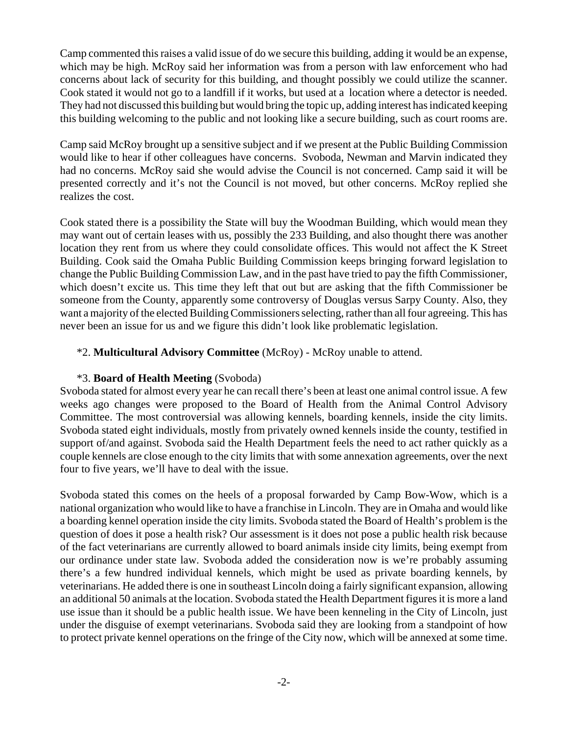Camp commented this raises a valid issue of do we secure this building, adding it would be an expense, which may be high. McRoy said her information was from a person with law enforcement who had concerns about lack of security for this building, and thought possibly we could utilize the scanner. Cook stated it would not go to a landfill if it works, but used at a location where a detector is needed. They had not discussed this building but would bring the topic up, adding interest has indicated keeping this building welcoming to the public and not looking like a secure building, such as court rooms are.

Camp said McRoy brought up a sensitive subject and if we present at the Public Building Commission would like to hear if other colleagues have concerns. Svoboda, Newman and Marvin indicated they had no concerns. McRoy said she would advise the Council is not concerned. Camp said it will be presented correctly and it's not the Council is not moved, but other concerns. McRoy replied she realizes the cost.

Cook stated there is a possibility the State will buy the Woodman Building, which would mean they may want out of certain leases with us, possibly the 233 Building, and also thought there was another location they rent from us where they could consolidate offices. This would not affect the K Street Building. Cook said the Omaha Public Building Commission keeps bringing forward legislation to change the Public Building Commission Law, and in the past have tried to pay the fifth Commissioner, which doesn't excite us. This time they left that out but are asking that the fifth Commissioner be someone from the County, apparently some controversy of Douglas versus Sarpy County. Also, they want a majority of the elected Building Commissioners selecting, rather than all four agreeing. This has never been an issue for us and we figure this didn't look like problematic legislation.

*2. **Multicultural Advisory Committee** (McRoy) - McRoy unable to attend.

*3. **Board of Health Meeting** (Svoboda)

Svoboda stated for almost every year he can recall there's been at least one animal control issue. A few weeks ago changes were proposed to the Board of Health from the Animal Control Advisory Committee. The most controversial was allowing kennels, boarding kennels, inside the city limits. Svoboda stated eight individuals, mostly from privately owned kennels inside the county, testified in support of/and against. Svoboda said the Health Department feels the need to act rather quickly as a couple kennels are close enough to the city limits that with some annexation agreements, over the next four to five years, we'll have to deal with the issue.

Svoboda stated this comes on the heels of a proposal forwarded by Camp Bow-Wow, which is a national organization who would like to have a franchise in Lincoln. They are in Omaha and would like a boarding kennel operation inside the city limits. Svoboda stated the Board of Health's problem is the question of does it pose a health risk? Our assessment is it does not pose a public health risk because of the fact veterinarians are currently allowed to board animals inside city limits, being exempt from our ordinance under state law. Svoboda added the consideration now is we're probably assuming there's a few hundred individual kennels, which might be used as private boarding kennels, by veterinarians. He added there is one in southeast Lincoln doing a fairly significant expansion, allowing an additional 50 animals at the location. Svoboda stated the Health Department figures it is more a land use issue than it should be a public health issue. We have been kenneling in the City of Lincoln, just under the disguise of exempt veterinarians. Svoboda said they are looking from a standpoint of how to protect private kennel operations on the fringe of the City now, which will be annexed at some time.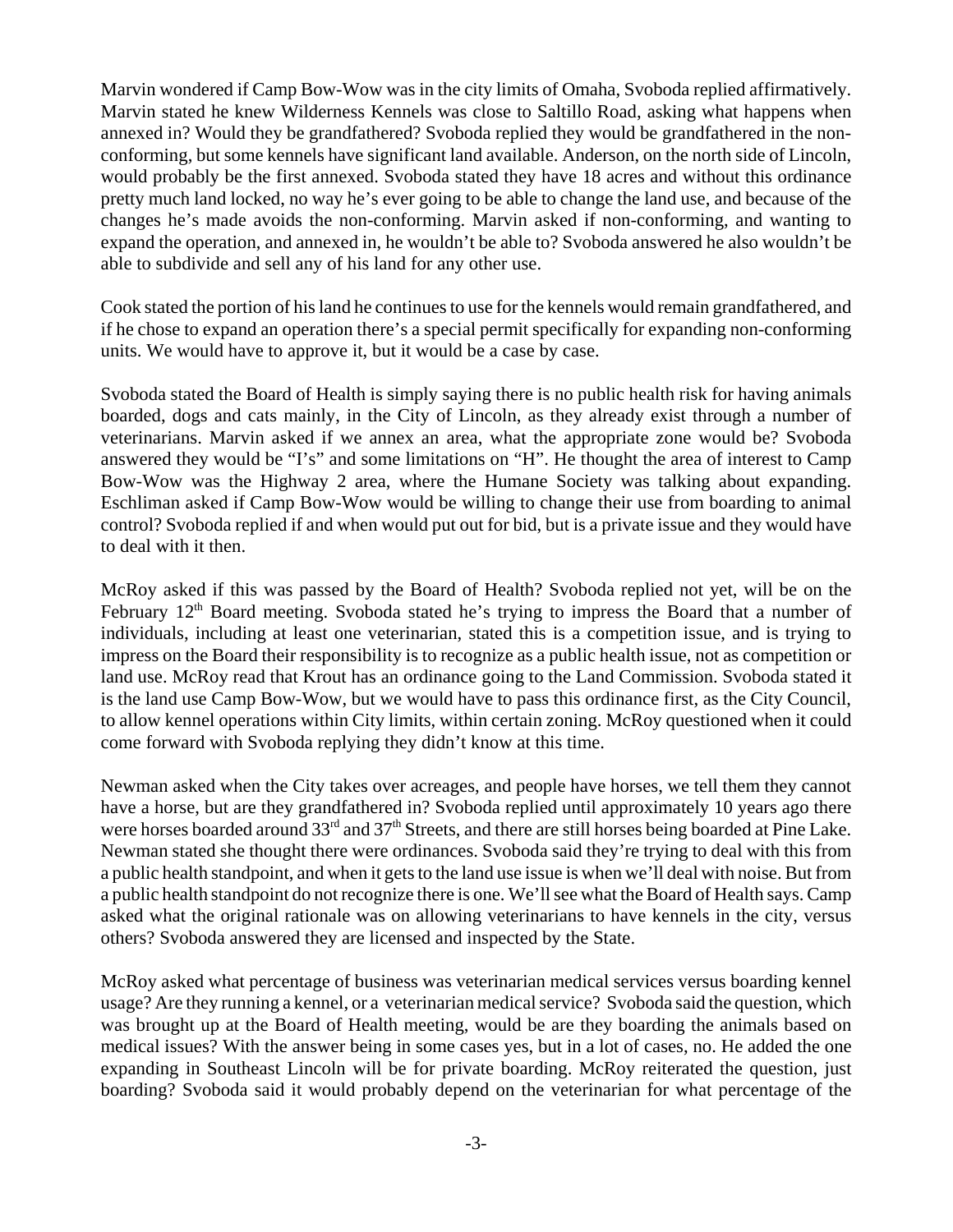Marvin wondered if Camp Bow-Wow was in the city limits of Omaha, Svoboda replied affirmatively. Marvin stated he knew Wilderness Kennels was close to Saltillo Road, asking what happens when annexed in? Would they be grandfathered? Svoboda replied they would be grandfathered in the non-conforming, but some kennels have significant land available. Anderson, on the north side of Lincoln, would probably be the first annexed. Svoboda stated they have 18 acres and without this ordinance pretty much land locked, no way he's ever going to be able to change the land use, and because of the changes he's made avoids the non-conforming. Marvin asked if non-conforming, and wanting to expand the operation, and annexed in, he wouldn't be able to? Svoboda answered he also wouldn't be able to subdivide and sell any of his land for any other use.

Cook stated the portion of his land he continues to use for the kennels would remain grandfathered, and if he chose to expand an operation there's a special permit specifically for expanding non-conforming units. We would have to approve it, but it would be a case by case.

Svoboda stated the Board of Health is simply saying there is no public health risk for having animals boarded, dogs and cats mainly, in the City of Lincoln, as they already exist through a number of veterinarians. Marvin asked if we annex an area, what the appropriate zone would be? Svoboda answered they would be "I's" and some limitations on "H". He thought the area of interest to Camp Bow-Wow was the Highway 2 area, where the Humane Society was talking about expanding. Eschliman asked if Camp Bow-Wow would be willing to change their use from boarding to animal control? Svoboda replied if and when would put out for bid, but is a private issue and they would have to deal with it then.

McRoy asked if this was passed by the Board of Health? Svoboda replied not yet, will be on the February 12th Board meeting. Svoboda stated he's trying to impress the Board that a number of individuals, including at least one veterinarian, stated this is a competition issue, and is trying to impress on the Board their responsibility is to recognize as a public health issue, not as competition or land use. McRoy read that Krout has an ordinance going to the Land Commission. Svoboda stated it is the land use Camp Bow-Wow, but we would have to pass this ordinance first, as the City Council, to allow kennel operations within City limits, within certain zoning. McRoy questioned when it could come forward with Svoboda replying they didn't know at this time.

Newman asked when the City takes over acreages, and people have horses, we tell them they cannot have a horse, but are they grandfathered in? Svoboda replied until approximately 10 years ago there were horses boarded around 33rd and 37th Streets, and there are still horses being boarded at Pine Lake. Newman stated she thought there were ordinances. Svoboda said they're trying to deal with this from a public health standpoint, and when it gets to the land use issue is when we'll deal with noise. But from a public health standpoint do not recognize there is one. We'll see what the Board of Health says. Camp asked what the original rationale was on allowing veterinarians to have kennels in the city, versus others? Svoboda answered they are licensed and inspected by the State.

McRoy asked what percentage of business was veterinarian medical services versus boarding kennel usage? Are they running a kennel, or a veterinarian medical service? Svoboda said the question, which was brought up at the Board of Health meeting, would be are they boarding the animals based on medical issues? With the answer being in some cases yes, but in a lot of cases, no. He added the one expanding in Southeast Lincoln will be for private boarding. McRoy reiterated the question, just boarding? Svoboda said it would probably depend on the veterinarian for what percentage of the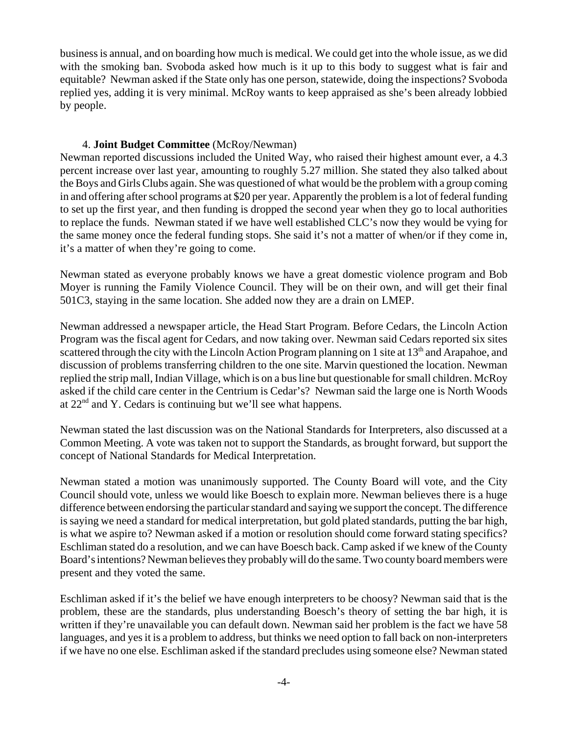business is annual, and on boarding how much is medical. We could get into the whole issue, as we did with the smoking ban. Svoboda asked how much is it up to this body to suggest what is fair and equitable? Newman asked if the State only has one person, statewide, doing the inspections? Svoboda replied yes, adding it is very minimal. McRoy wants to keep appraised as she's been already lobbied by people.

4. **Joint Budget Committee** (McRoy/Newman)

Newman reported discussions included the United Way, who raised their highest amount ever, a 4.3 percent increase over last year, amounting to roughly 5.27 million. She stated they also talked about the Boys and Girls Clubs again. She was questioned of what would be the problem with a group coming in and offering after school programs at $20 per year. Apparently the problem is a lot of federal funding to set up the first year, and then funding is dropped the second year when they go to local authorities to replace the funds. Newman stated if we have well established CLC's now they would be vying for the same money once the federal funding stops. She said it's not a matter of when/or if they come in, it's a matter of when they're going to come.

Newman stated as everyone probably knows we have a great domestic violence program and Bob Moyer is running the Family Violence Council. They will be on their own, and will get their final 501C3, staying in the same location. She added now they are a drain on LMEP.

Newman addressed a newspaper article, the Head Start Program. Before Cedars, the Lincoln Action Program was the fiscal agent for Cedars, and now taking over. Newman said Cedars reported six sites scattered through the city with the Lincoln Action Program planning on 1 site at 13th and Arapahoe, and discussion of problems transferring children to the one site. Marvin questioned the location. Newman replied the strip mall, Indian Village, which is on a bus line but questionable for small children. McRoy asked if the child care center in the Centrium is Cedar's? Newman said the large one is North Woods at 22nd and Y. Cedars is continuing but we'll see what happens.

Newman stated the last discussion was on the National Standards for Interpreters, also discussed at a Common Meeting. A vote was taken not to support the Standards, as brought forward, but support the concept of National Standards for Medical Interpretation.

Newman stated a motion was unanimously supported. The County Board will vote, and the City Council should vote, unless we would like Boesch to explain more. Newman believes there is a huge difference between endorsing the particular standard and saying we support the concept. The difference is saying we need a standard for medical interpretation, but gold plated standards, putting the bar high, is what we aspire to? Newman asked if a motion or resolution should come forward stating specifics? Eschliman stated do a resolution, and we can have Boesch back. Camp asked if we knew of the County Board's intentions? Newman believes they probably will do the same. Two county board members were present and they voted the same.

Eschliman asked if it's the belief we have enough interpreters to be choosy? Newman said that is the problem, these are the standards, plus understanding Boesch's theory of setting the bar high, it is written if they're unavailable you can default down. Newman said her problem is the fact we have 58 languages, and yes it is a problem to address, but thinks we need option to fall back on non-interpreters if we have no one else. Eschliman asked if the standard precludes using someone else? Newman stated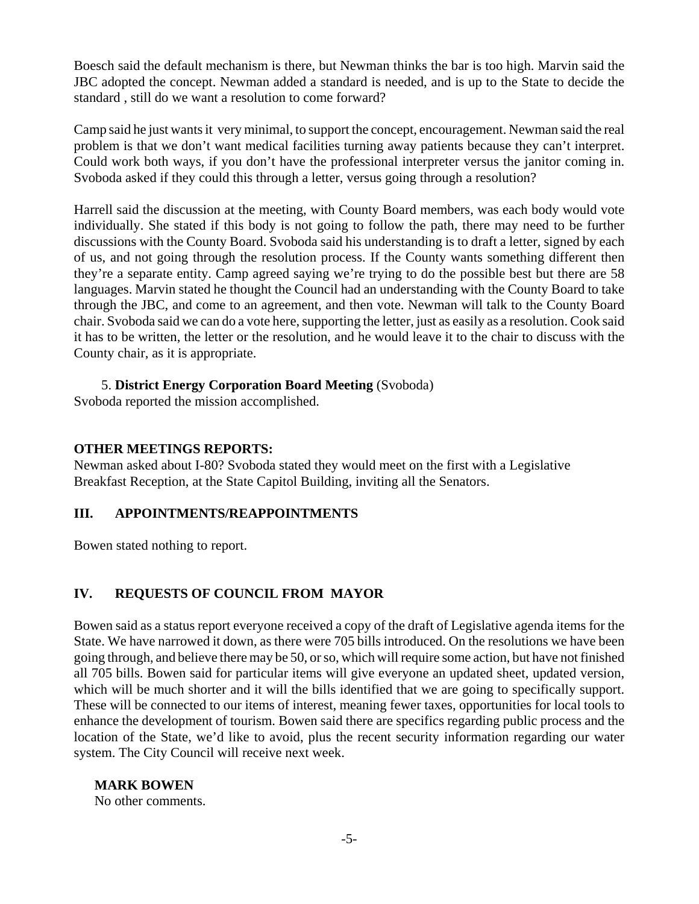Boesch said the default mechanism is there, but Newman thinks the bar is too high. Marvin said the JBC adopted the concept. Newman added a standard is needed, and is up to the State to decide the standard , still do we want a resolution to come forward?

Camp said he just wants it very minimal, to support the concept, encouragement. Newman said the real problem is that we don't want medical facilities turning away patients because they can't interpret. Could work both ways, if you don't have the professional interpreter versus the janitor coming in. Svoboda asked if they could this through a letter, versus going through a resolution?

Harrell said the discussion at the meeting, with County Board members, was each body would vote individually. She stated if this body is not going to follow the path, there may need to be further discussions with the County Board. Svoboda said his understanding is to draft a letter, signed by each of us, and not going through the resolution process. If the County wants something different then they're a separate entity. Camp agreed saying we're trying to do the possible best but there are 58 languages. Marvin stated he thought the Council had an understanding with the County Board to take through the JBC, and come to an agreement, and then vote. Newman will talk to the County Board chair. Svoboda said we can do a vote here, supporting the letter, just as easily as a resolution. Cook said it has to be written, the letter or the resolution, and he would leave it to the chair to discuss with the County chair, as it is appropriate.

5. **District Energy Corporation Board Meeting** (Svoboda)
Svoboda reported the mission accomplished.

**OTHER MEETINGS REPORTS:**
Newman asked about I-80? Svoboda stated they would meet on the first with a Legislative Breakfast Reception, at the State Capitol Building, inviting all the Senators.

## III. APPOINTMENTS/REAPPOINTMENTS

Bowen stated nothing to report.

## IV. REQUESTS OF COUNCIL FROM MAYOR

Bowen said as a status report everyone received a copy of the draft of Legislative agenda items for the State. We have narrowed it down, as there were 705 bills introduced. On the resolutions we have been going through, and believe there may be 50, or so, which will require some action, but have not finished all 705 bills. Bowen said for particular items will give everyone an updated sheet, updated version, which will be much shorter and it will the bills identified that we are going to specifically support. These will be connected to our items of interest, meaning fewer taxes, opportunities for local tools to enhance the development of tourism. Bowen said there are specifics regarding public process and the location of the State, we'd like to avoid, plus the recent security information regarding our water system. The City Council will receive next week.

**MARK BOWEN**
No other comments.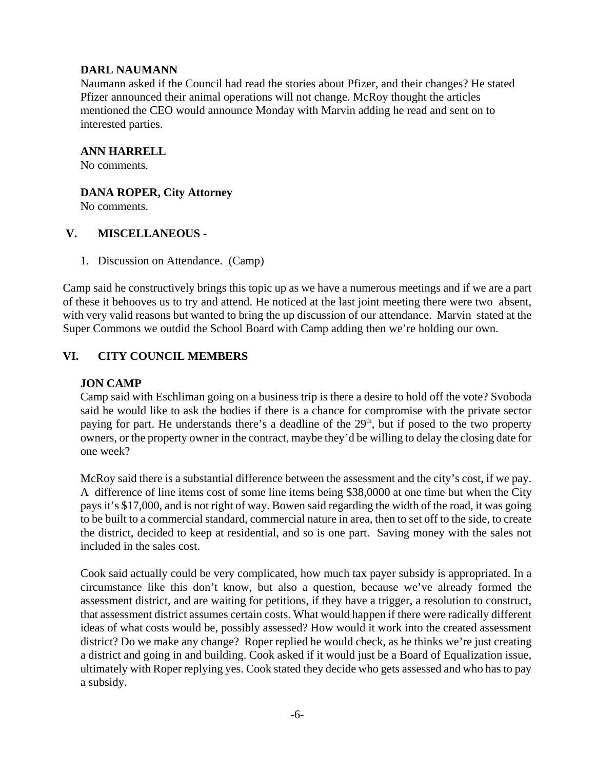**DARL NAUMANN**
Naumann asked if the Council had read the stories about Pfizer, and their changes? He stated Pfizer announced their animal operations will not change. McRoy thought the articles mentioned the CEO would announce Monday with Marvin adding he read and sent on to interested parties.

**ANN HARRELL**
No comments.

**DANA ROPER, City Attorney**
No comments.

## V. MISCELLANEOUS -

1. Discussion on Attendance. (Camp)

Camp said he constructively brings this topic up as we have a numerous meetings and if we are a part of these it behooves us to try and attend. He noticed at the last joint meeting there were two absent, with very valid reasons but wanted to bring the up discussion of our attendance. Marvin stated at the Super Commons we outdid the School Board with Camp adding then we're holding our own.

## VI. CITY COUNCIL MEMBERS

**JON CAMP**
Camp said with Eschliman going on a business trip is there a desire to hold off the vote? Svoboda said he would like to ask the bodies if there is a chance for compromise with the private sector paying for part. He understands there's a deadline of the 29th, but if posed to the two property owners, or the property owner in the contract, maybe they'd be willing to delay the closing date for one week?

McRoy said there is a substantial difference between the assessment and the city's cost, if we pay. A difference of line items cost of some line items being $38,0000 at one time but when the City pays it's $17,000, and is not right of way. Bowen said regarding the width of the road, it was going to be built to a commercial standard, commercial nature in area, then to set off to the side, to create the district, decided to keep at residential, and so is one part. Saving money with the sales not included in the sales cost.

Cook said actually could be very complicated, how much tax payer subsidy is appropriated. In a circumstance like this don't know, but also a question, because we've already formed the assessment district, and are waiting for petitions, if they have a trigger, a resolution to construct, that assessment district assumes certain costs. What would happen if there were radically different ideas of what costs would be, possibly assessed? How would it work into the created assessment district? Do we make any change? Roper replied he would check, as he thinks we're just creating a district and going in and building. Cook asked if it would just be a Board of Equalization issue, ultimately with Roper replying yes. Cook stated they decide who gets assessed and who has to pay a subsidy.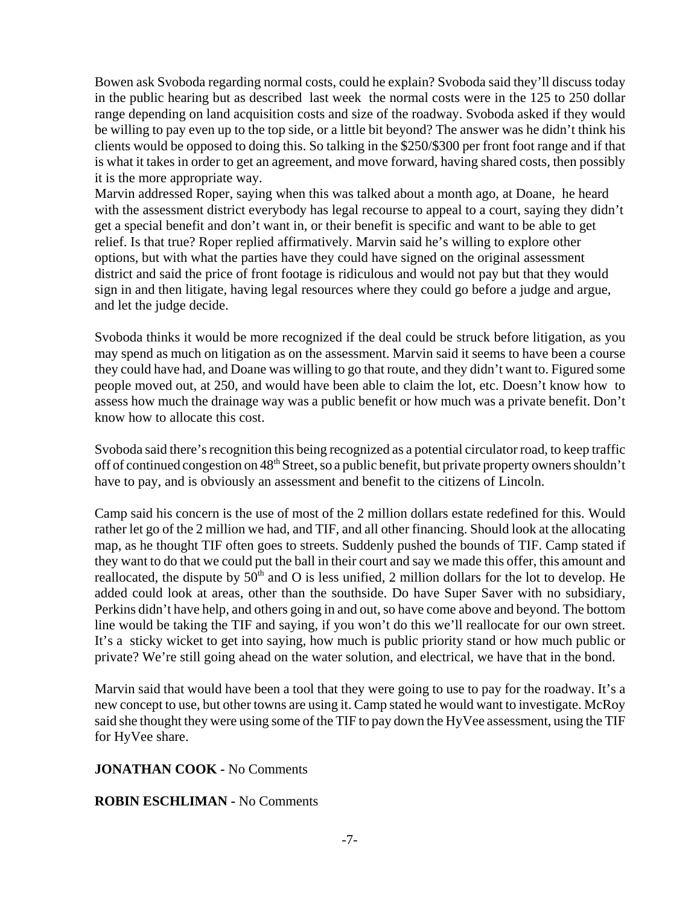Bowen ask Svoboda regarding normal costs, could he explain? Svoboda said they'll discuss today in the public hearing but as described last week the normal costs were in the 125 to 250 dollar range depending on land acquisition costs and size of the roadway. Svoboda asked if they would be willing to pay even up to the top side, or a little bit beyond? The answer was he didn't think his clients would be opposed to doing this. So talking in the $250/$300 per front foot range and if that is what it takes in order to get an agreement, and move forward, having shared costs, then possibly it is the more appropriate way.
Marvin addressed Roper, saying when this was talked about a month ago, at Doane, he heard with the assessment district everybody has legal recourse to appeal to a court, saying they didn't get a special benefit and don't want in, or their benefit is specific and want to be able to get relief. Is that true? Roper replied affirmatively. Marvin said he's willing to explore other options, but with what the parties have they could have signed on the original assessment district and said the price of front footage is ridiculous and would not pay but that they would sign in and then litigate, having legal resources where they could go before a judge and argue, and let the judge decide.

Svoboda thinks it would be more recognized if the deal could be struck before litigation, as you may spend as much on litigation as on the assessment. Marvin said it seems to have been a course they could have had, and Doane was willing to go that route, and they didn't want to. Figured some people moved out, at 250, and would have been able to claim the lot, etc. Doesn't know how to assess how much the drainage way was a public benefit or how much was a private benefit. Don't know how to allocate this cost.

Svoboda said there's recognition this being recognized as a potential circulator road, to keep traffic off of continued congestion on 48th Street, so a public benefit, but private property owners shouldn't have to pay, and is obviously an assessment and benefit to the citizens of Lincoln.

Camp said his concern is the use of most of the 2 million dollars estate redefined for this. Would rather let go of the 2 million we had, and TIF, and all other financing. Should look at the allocating map, as he thought TIF often goes to streets. Suddenly pushed the bounds of TIF. Camp stated if they want to do that we could put the ball in their court and say we made this offer, this amount and reallocated, the dispute by 50th and O is less unified, 2 million dollars for the lot to develop. He added could look at areas, other than the southside. Do have Super Saver with no subsidiary, Perkins didn't have help, and others going in and out, so have come above and beyond. The bottom line would be taking the TIF and saying, if you won't do this we'll reallocate for our own street. It's a sticky wicket to get into saying, how much is public priority stand or how much public or private? We're still going ahead on the water solution, and electrical, we have that in the bond.

Marvin said that would have been a tool that they were going to use to pay for the roadway. It's a new concept to use, but other towns are using it. Camp stated he would want to investigate. McRoy said she thought they were using some of the TIF to pay down the HyVee assessment, using the TIF for HyVee share.

**JONATHAN COOK -** No Comments

**ROBIN ESCHLIMAN -** No Comments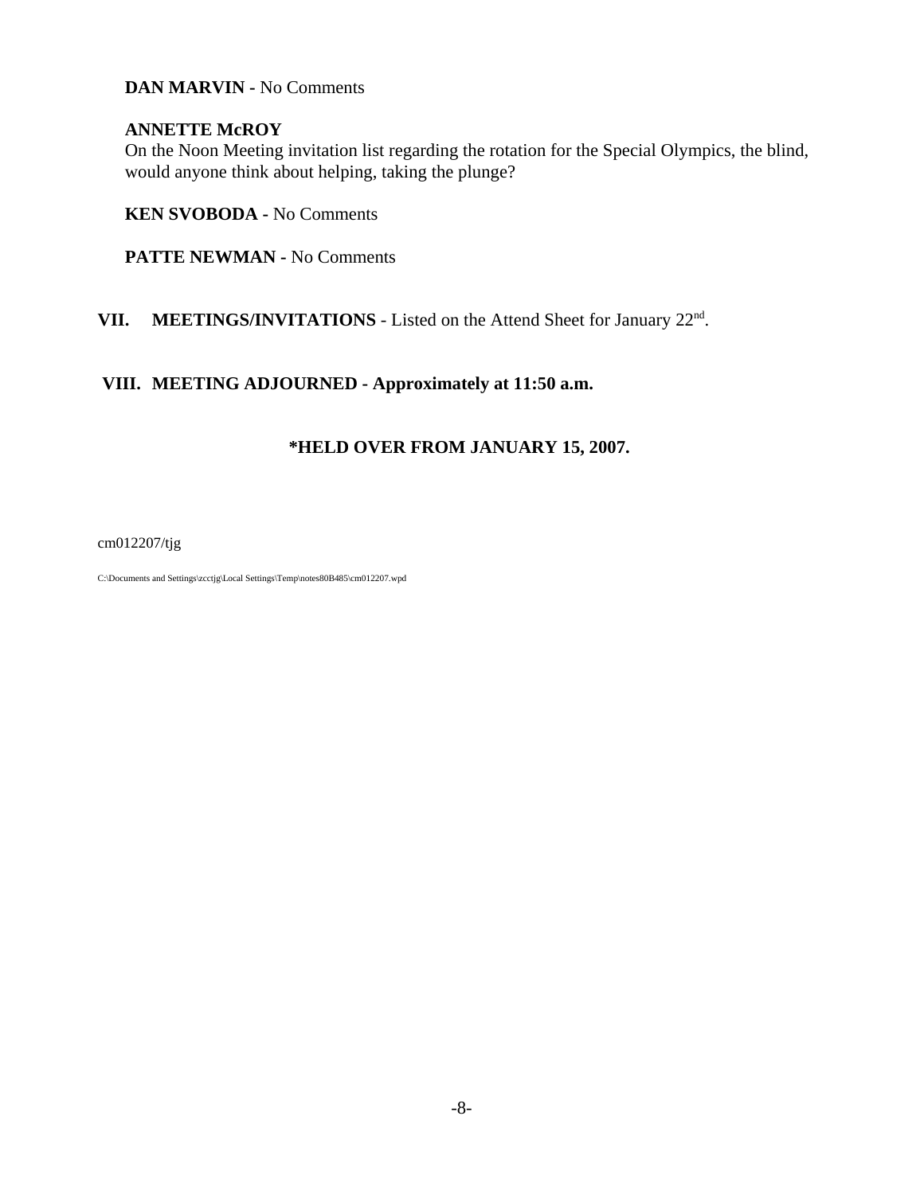**DAN MARVIN -** No Comments

**ANNETTE McROY**
On the Noon Meeting invitation list regarding the rotation for the Special Olympics, the blind, would anyone think about helping, taking the plunge?

**KEN SVOBODA** - No Comments

**PATTE NEWMAN -** No Comments

**VII. MEETINGS/INVITATIONS** - Listed on the Attend Sheet for January 22nd.

**VIII. MEETING ADJOURNED - Approximately at 11:50 a.m.**

**\*HELD OVER FROM JANUARY 15, 2007.**

cm012207/tjg

C:\Documents and Settings\zcctjg\Local Settings\Temp\notes80B485\cm012207.wpd